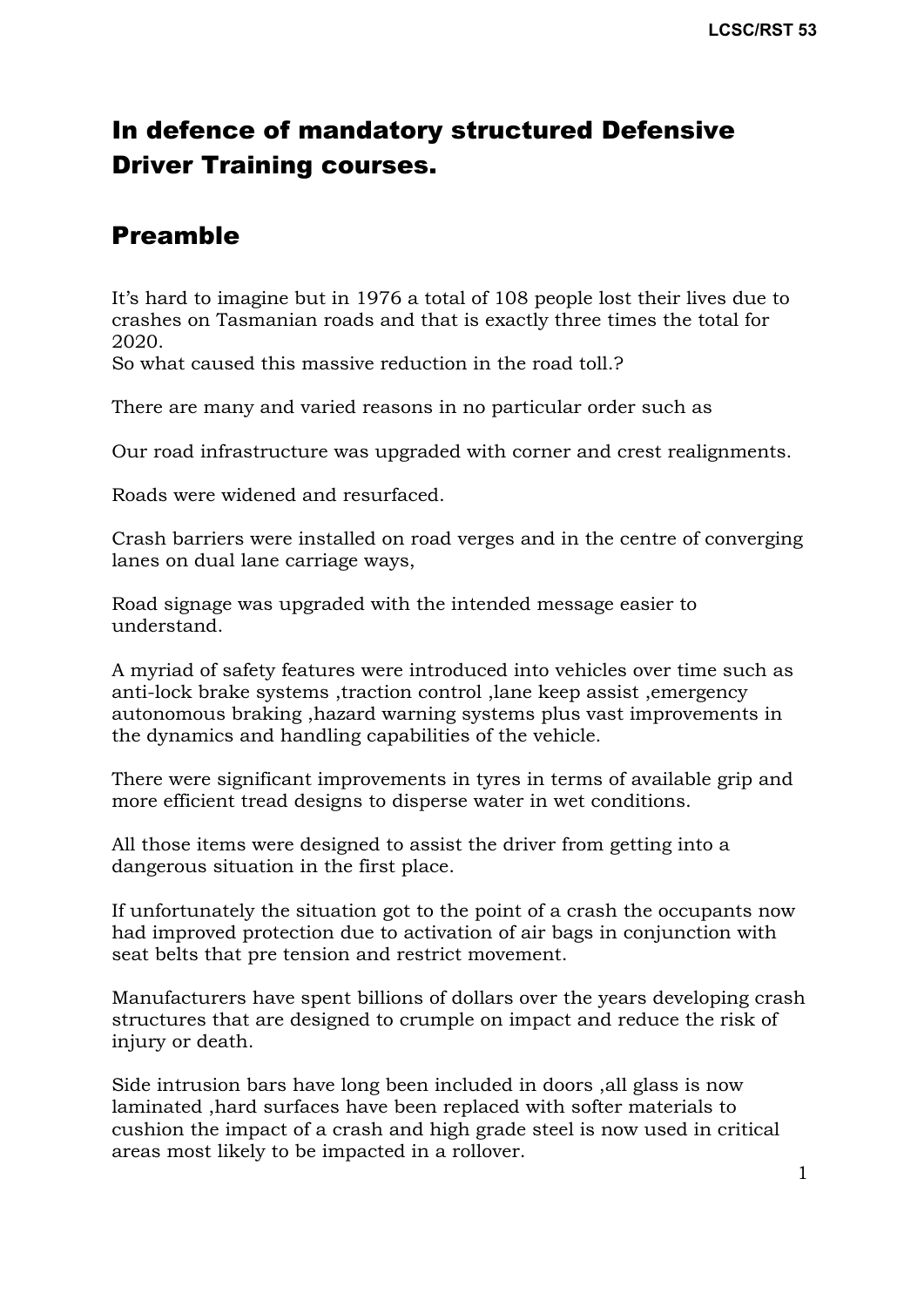# In defence of mandatory structured Defensive Driver Training courses.

## Preamble

It's hard to imagine but in 1976 a total of 108 people lost their lives due to crashes on Tasmanian roads and that is exactly three times the total for 2020.
So what caused this massive reduction in the road toll.?

There are many and varied reasons in no particular order such as

Our road infrastructure was upgraded with corner and crest realignments.

Roads were widened and resurfaced.

Crash barriers were installed on road verges and in the centre of converging lanes on dual lane carriage ways,

Road signage was upgraded with the intended message easier to understand.

A myriad of safety features were introduced into vehicles over time such as anti-lock brake systems ,traction control ,lane keep assist ,emergency autonomous braking ,hazard warning systems plus vast improvements in the dynamics and handling capabilities of the vehicle.

There were significant improvements in tyres in terms of available grip and more efficient tread designs to disperse water in wet conditions.

All those items were designed to assist the driver from getting into a dangerous situation in the first place.

If unfortunately the situation got to the point of a crash the occupants now had improved protection due to activation of air bags in conjunction with seat belts that pre tension and restrict movement.

Manufacturers have spent billions of dollars over the years developing crash structures that are designed to crumple on impact and reduce the risk of injury or death.

Side intrusion bars have long been included in doors ,all glass is now laminated ,hard surfaces have been replaced with softer materials to cushion the impact of a crash and high grade steel is now used in critical areas most likely to be impacted in a rollover.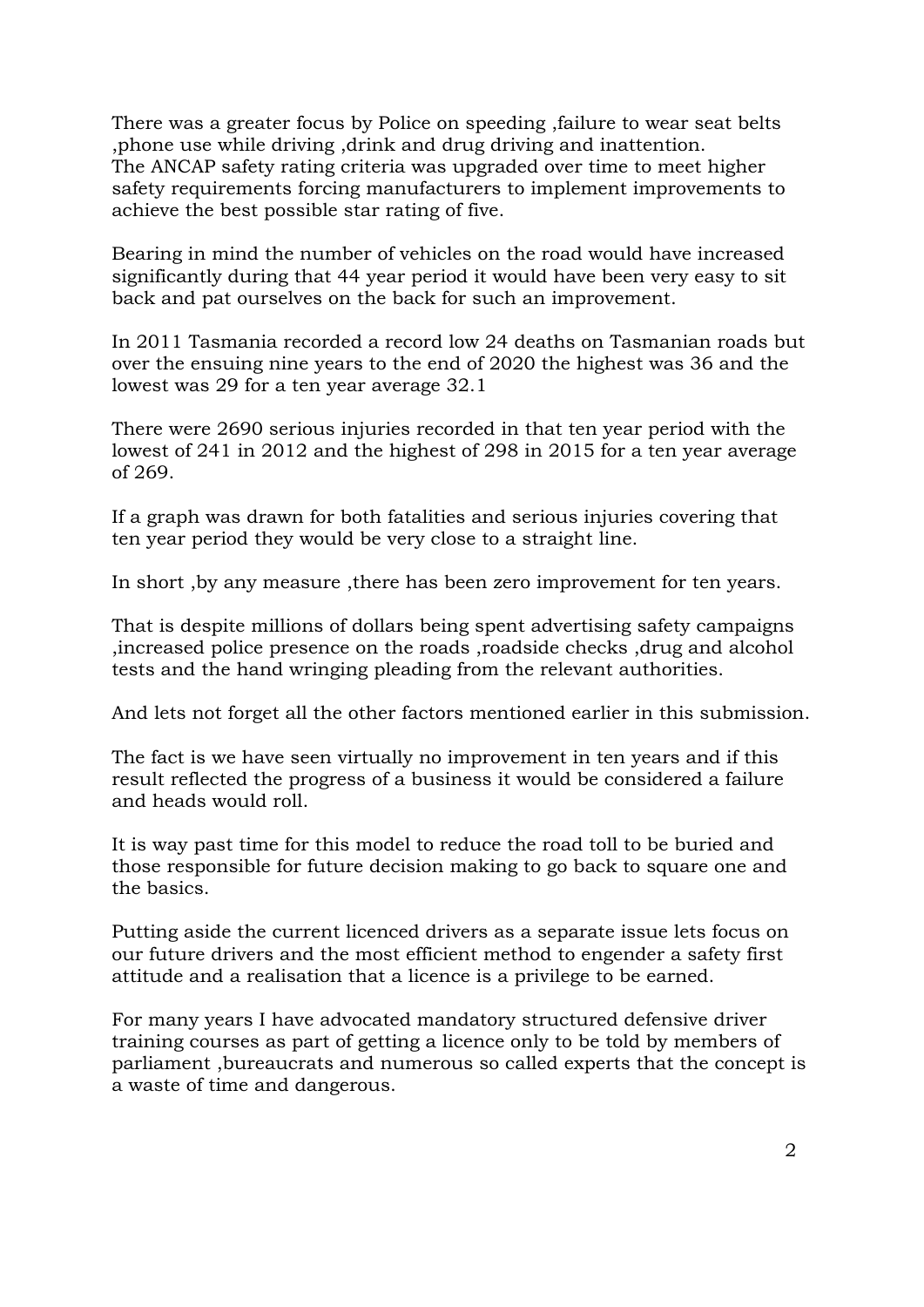There was a greater focus by Police on speeding ,failure to wear seat belts ,phone use while driving ,drink and drug driving and inattention.
The ANCAP safety rating criteria was upgraded over time to meet higher safety requirements forcing manufacturers to implement improvements to achieve the best possible star rating of five.

Bearing in mind the number of vehicles on the road would have increased significantly during that 44 year period it would have been very easy to sit back and pat ourselves on the back for such an improvement.

In 2011 Tasmania recorded a record low 24 deaths on Tasmanian roads but over the ensuing nine years to the end of 2020 the highest was 36 and the lowest was 29 for a ten year average 32.1

There were 2690 serious injuries recorded in that ten year period with the lowest of 241 in 2012 and the highest of 298 in 2015 for a ten year average of 269.

If a graph was drawn for both fatalities and serious injuries covering that ten year period they would be very close to a straight line.

In short ,by any measure ,there has been zero improvement for ten years.

That is despite millions of dollars being spent advertising safety campaigns ,increased police presence on the roads ,roadside checks ,drug and alcohol tests and the hand wringing pleading from the relevant authorities.

And lets not forget all the other factors mentioned earlier in this submission.

The fact is we have seen virtually no improvement in ten years and if this result reflected the progress of a business it would be considered a failure and heads would roll.

It is way past time for this model to reduce the road toll to be buried and those responsible for future decision making to go back to square one and the basics.

Putting aside the current licenced drivers as a separate issue lets focus on our future drivers and the most efficient method to engender a safety first attitude and a realisation that a licence is a privilege to be earned.

For many years I have advocated mandatory structured defensive driver training courses as part of getting a licence only to be told by members of parliament ,bureaucrats and numerous so called experts that the concept is a waste of time and dangerous.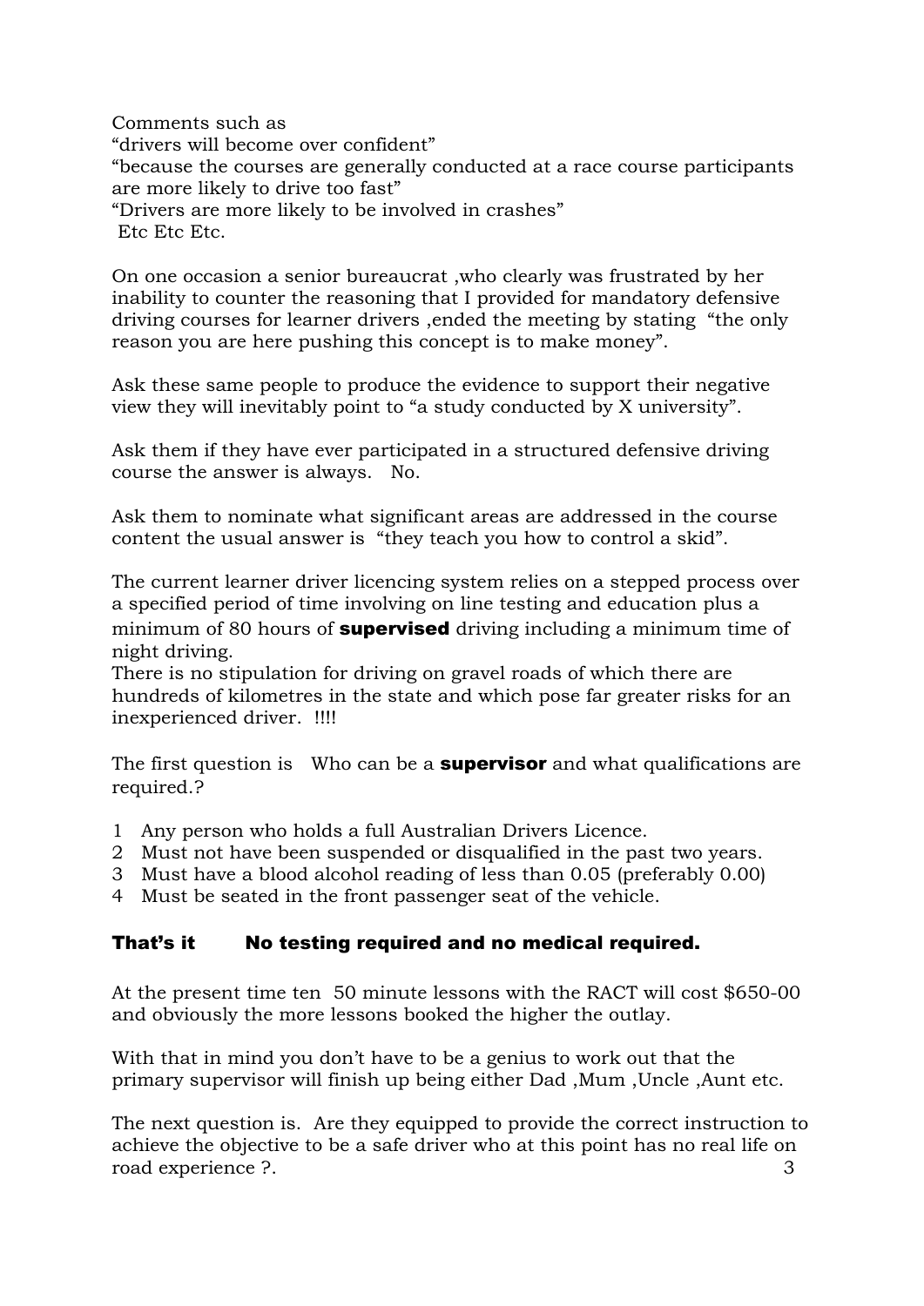Comments such as
“drivers will become over confident”
“because the courses are generally conducted at a race course participants are more likely to drive too fast”
“Drivers are more likely to be involved in crashes”
Etc Etc Etc.

On one occasion a senior bureaucrat ,who clearly was frustrated by her inability to counter the reasoning that I provided for mandatory defensive driving courses for learner drivers ,ended the meeting by stating “the only reason you are here pushing this concept is to make money”.

Ask these same people to produce the evidence to support their negative view they will inevitably point to “a study conducted by X university”.

Ask them if they have ever participated in a structured defensive driving course the answer is always. No.

Ask them to nominate what significant areas are addressed in the course content the usual answer is “they teach you how to control a skid”.

The current learner driver licencing system relies on a stepped process over a specified period of time involving on line testing and education plus a minimum of 80 hours of **supervised** driving including a minimum time of night driving.
There is no stipulation for driving on gravel roads of which there are hundreds of kilometres in the state and which pose far greater risks for an inexperienced driver. !!!!

The first question is Who can be a **supervisor** and what qualifications are required.?

1 Any person who holds a full Australian Drivers Licence.
2 Must not have been suspended or disqualified in the past two years.
3 Must have a blood alcohol reading of less than 0.05 (preferably 0.00)
4 Must be seated in the front passenger seat of the vehicle.

**That’s it No testing required and no medical required.**

At the present time ten 50 minute lessons with the RACT will cost $650-00 and obviously the more lessons booked the higher the outlay.

With that in mind you don’t have to be a genius to work out that the primary supervisor will finish up being either Dad ,Mum ,Uncle ,Aunt etc.

The next question is. Are they equipped to provide the correct instruction to achieve the objective to be a safe driver who at this point has no real life on road experience ?.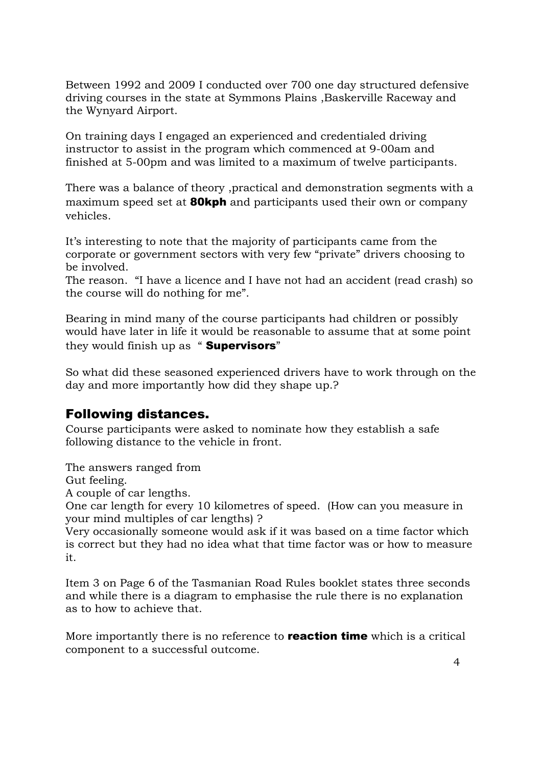Between 1992 and 2009 I conducted over 700 one day structured defensive driving courses in the state at Symmons Plains ,Baskerville Raceway and the Wynyard Airport.

On training days I engaged an experienced and credentialed driving instructor to assist in the program which commenced at 9-00am and finished at 5-00pm and was limited to a maximum of twelve participants.

There was a balance of theory ,practical and demonstration segments with a maximum speed set at **80kph** and participants used their own or company vehicles.

It's interesting to note that the majority of participants came from the corporate or government sectors with very few "private" drivers choosing to be involved.
The reason. "I have a licence and I have not had an accident (read crash) so the course will do nothing for me".

Bearing in mind many of the course participants had children or possibly would have later in life it would be reasonable to assume that at some point they would finish up as " **Supervisors**"

So what did these seasoned experienced drivers have to work through on the day and more importantly how did they shape up.?

## Following distances.

Course participants were asked to nominate how they establish a safe following distance to the vehicle in front.

The answers ranged from
Gut feeling.
A couple of car lengths.
One car length for every 10 kilometres of speed. (How can you measure in your mind multiples of car lengths) ?
Very occasionally someone would ask if it was based on a time factor which is correct but they had no idea what that time factor was or how to measure it.

Item 3 on Page 6 of the Tasmanian Road Rules booklet states three seconds and while there is a diagram to emphasise the rule there is no explanation as to how to achieve that.

More importantly there is no reference to **reaction time** which is a critical component to a successful outcome.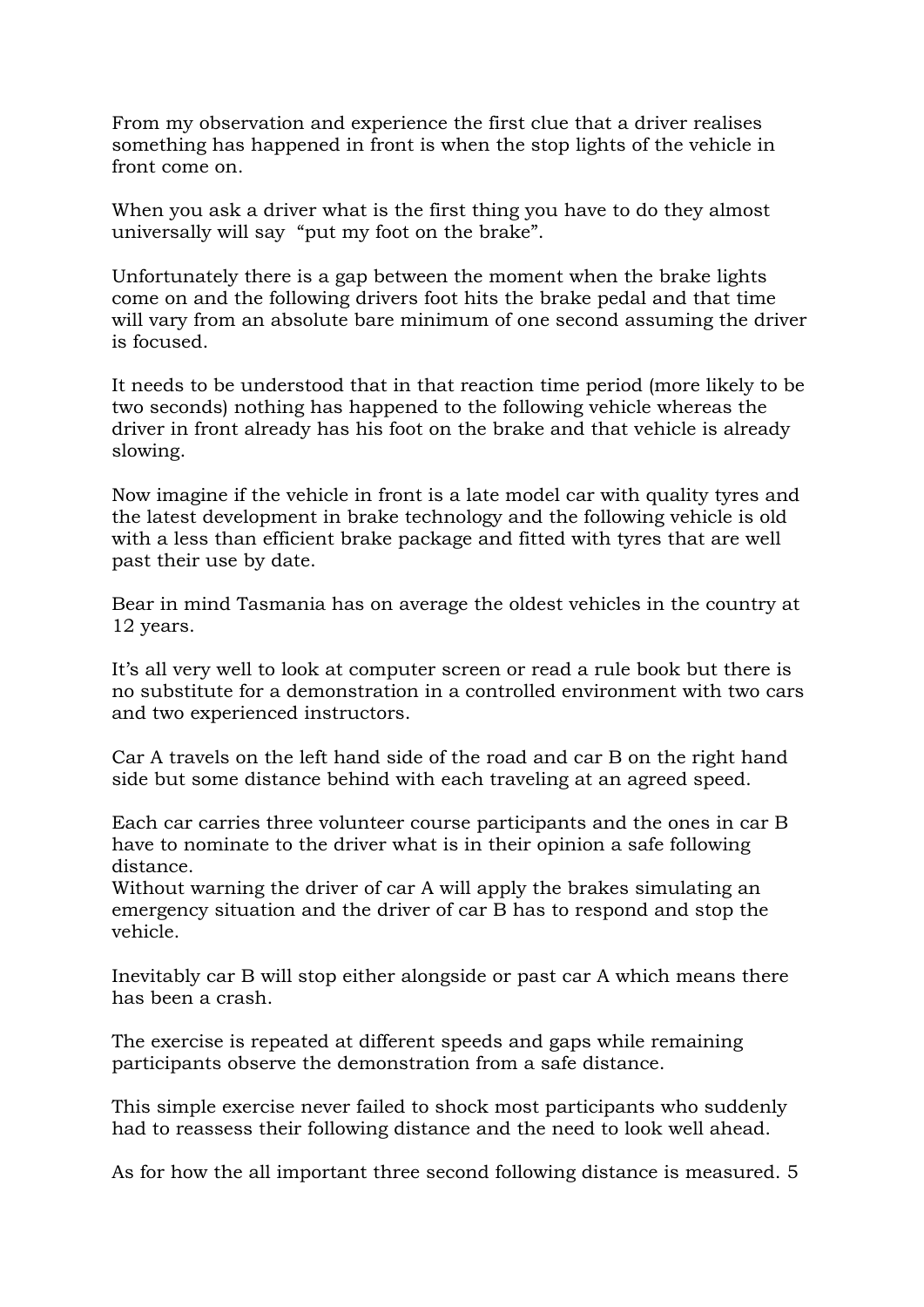From my observation and experience the first clue that a driver realises something has happened in front is when the stop lights of the vehicle in front come on.

When you ask a driver what is the first thing you have to do they almost universally will say "put my foot on the brake".

Unfortunately there is a gap between the moment when the brake lights come on and the following drivers foot hits the brake pedal and that time will vary from an absolute bare minimum of one second assuming the driver is focused.

It needs to be understood that in that reaction time period (more likely to be two seconds) nothing has happened to the following vehicle whereas the driver in front already has his foot on the brake and that vehicle is already slowing.

Now imagine if the vehicle in front is a late model car with quality tyres and the latest development in brake technology and the following vehicle is old with a less than efficient brake package and fitted with tyres that are well past their use by date.

Bear in mind Tasmania has on average the oldest vehicles in the country at 12 years.

It's all very well to look at computer screen or read a rule book but there is no substitute for a demonstration in a controlled environment with two cars and two experienced instructors.

Car A travels on the left hand side of the road and car B on the right hand side but some distance behind with each traveling at an agreed speed.

Each car carries three volunteer course participants and the ones in car B have to nominate to the driver what is in their opinion a safe following distance.
Without warning the driver of car A will apply the brakes simulating an emergency situation and the driver of car B has to respond and stop the vehicle.

Inevitably car B will stop either alongside or past car A which means there has been a crash.

The exercise is repeated at different speeds and gaps while remaining participants observe the demonstration from a safe distance.

This simple exercise never failed to shock most participants who suddenly had to reassess their following distance and the need to look well ahead.

As for how the all important three second following distance is measured.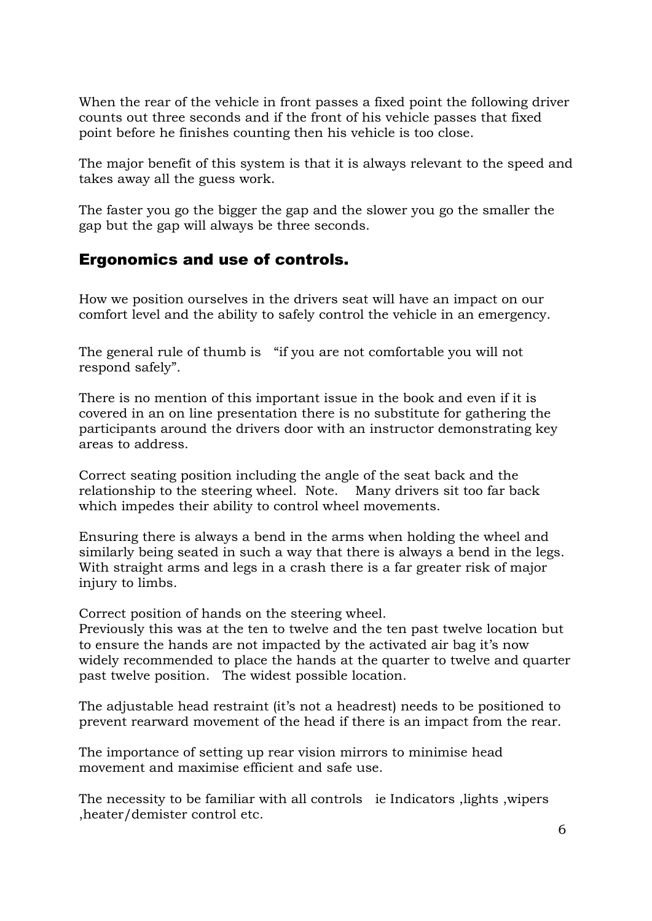When the rear of the vehicle in front passes a fixed point the following driver counts out three seconds and if the front of his vehicle passes that fixed point before he finishes counting then his vehicle is too close.

The major benefit of this system is that it is always relevant to the speed and takes away all the guess work.

The faster you go the bigger the gap and the slower you go the smaller the gap but the gap will always be three seconds.

## Ergonomics and use of controls.

How we position ourselves in the drivers seat will have an impact on our comfort level and the ability to safely control the vehicle in an emergency.

The general rule of thumb is "if you are not comfortable you will not respond safely".

There is no mention of this important issue in the book and even if it is covered in an on line presentation there is no substitute for gathering the participants around the drivers door with an instructor demonstrating key areas to address.

Correct seating position including the angle of the seat back and the relationship to the steering wheel. Note. Many drivers sit too far back which impedes their ability to control wheel movements.

Ensuring there is always a bend in the arms when holding the wheel and similarly being seated in such a way that there is always a bend in the legs. With straight arms and legs in a crash there is a far greater risk of major injury to limbs.

Correct position of hands on the steering wheel.
Previously this was at the ten to twelve and the ten past twelve location but to ensure the hands are not impacted by the activated air bag it's now widely recommended to place the hands at the quarter to twelve and quarter past twelve position. The widest possible location.

The adjustable head restraint (it's not a headrest) needs to be positioned to prevent rearward movement of the head if there is an impact from the rear.

The importance of setting up rear vision mirrors to minimise head movement and maximise efficient and safe use.

The necessity to be familiar with all controls ie Indicators ,lights ,wipers ,heater/demister control etc.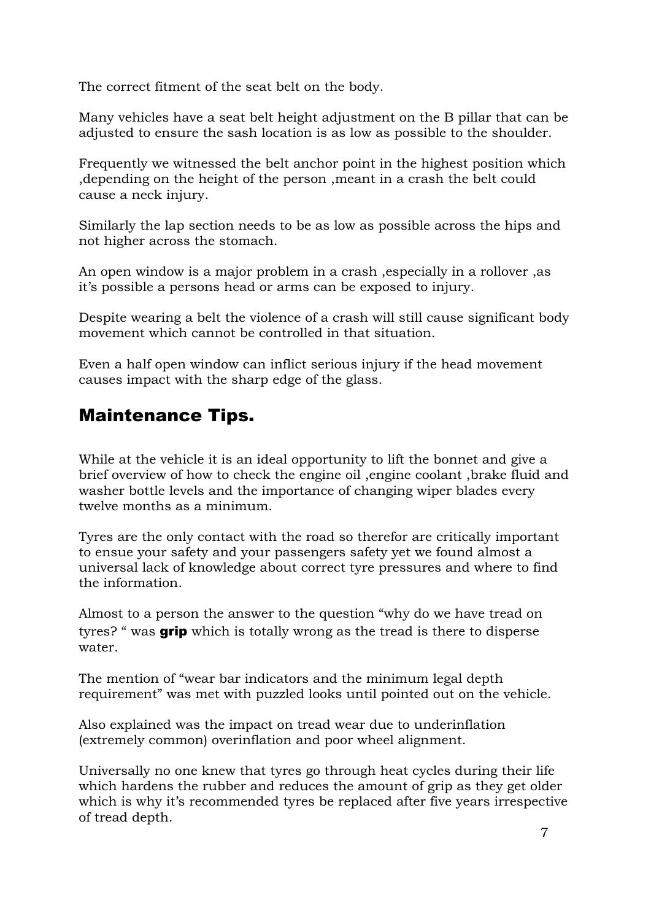The correct fitment of the seat belt on the body.

Many vehicles have a seat belt height adjustment on the B pillar that can be adjusted to ensure the sash location is as low as possible to the shoulder.

Frequently we witnessed the belt anchor point in the highest position which ,depending on the height of the person ,meant in a crash the belt could cause a neck injury.

Similarly the lap section needs to be as low as possible across the hips and not higher across the stomach.

An open window is a major problem in a crash ,especially in a rollover ,as it's possible a persons head or arms can be exposed to injury.

Despite wearing a belt the violence of a crash will still cause significant body movement which cannot be controlled in that situation.

Even a half open window can inflict serious injury if the head movement causes impact with the sharp edge of the glass.

## Maintenance Tips.

While at the vehicle it is an ideal opportunity to lift the bonnet and give a brief overview of how to check the engine oil ,engine coolant ,brake fluid and washer bottle levels and the importance of changing wiper blades every twelve months as a minimum.

Tyres are the only contact with the road so therefor are critically important to ensue your safety and your passengers safety yet we found almost a universal lack of knowledge about correct tyre pressures and where to find the information.

Almost to a person the answer to the question "why do we have tread on tyres? " was **grip** which is totally wrong as the tread is there to disperse water.

The mention of "wear bar indicators and the minimum legal depth requirement" was met with puzzled looks until pointed out on the vehicle.

Also explained was the impact on tread wear due to underinflation (extremely common) overinflation and poor wheel alignment.

Universally no one knew that tyres go through heat cycles during their life which hardens the rubber and reduces the amount of grip as they get older which is why it's recommended tyres be replaced after five years irrespective of tread depth.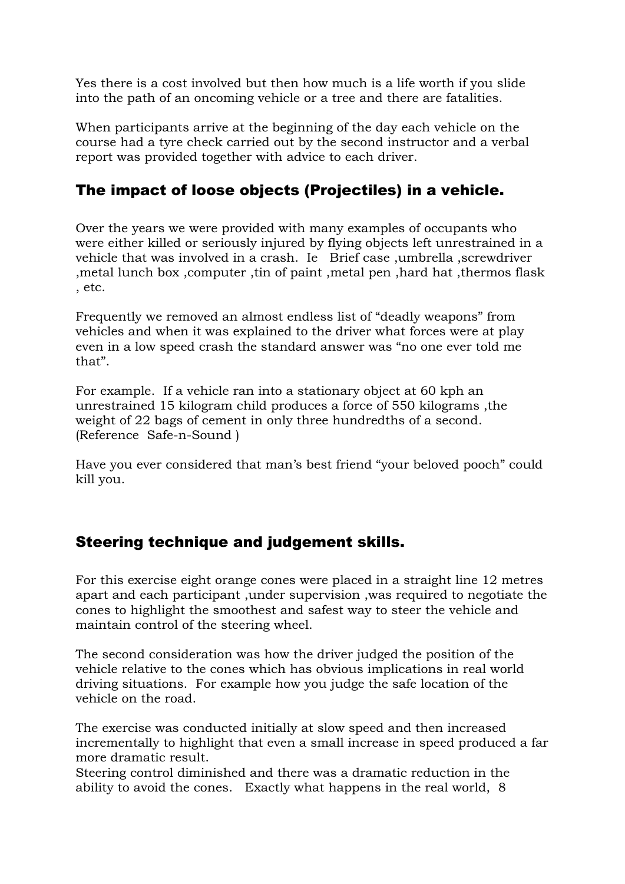Yes there is a cost involved but then how much is a life worth if you slide into the path of an oncoming vehicle or a tree and there are fatalities.

When participants arrive at the beginning of the day each vehicle on the course had a tyre check carried out by the second instructor and a verbal report was provided together with advice to each driver.

## The impact of loose objects (Projectiles) in a vehicle.

Over the years we were provided with many examples of occupants who were either killed or seriously injured by flying objects left unrestrained in a vehicle that was involved in a crash. Ie Brief case ,umbrella ,screwdriver ,metal lunch box ,computer ,tin of paint ,metal pen ,hard hat ,thermos flask , etc.

Frequently we removed an almost endless list of "deadly weapons" from vehicles and when it was explained to the driver what forces were at play even in a low speed crash the standard answer was "no one ever told me that".

For example. If a vehicle ran into a stationary object at 60 kph an unrestrained 15 kilogram child produces a force of 550 kilograms ,the weight of 22 bags of cement in only three hundredths of a second. (Reference Safe-n-Sound )

Have you ever considered that man's best friend "your beloved pooch" could kill you.

## Steering technique and judgement skills.

For this exercise eight orange cones were placed in a straight line 12 metres apart and each participant ,under supervision ,was required to negotiate the cones to highlight the smoothest and safest way to steer the vehicle and maintain control of the steering wheel.

The second consideration was how the driver judged the position of the vehicle relative to the cones which has obvious implications in real world driving situations. For example how you judge the safe location of the vehicle on the road.

The exercise was conducted initially at slow speed and then increased incrementally to highlight that even a small increase in speed produced a far more dramatic result.
Steering control diminished and there was a dramatic reduction in the ability to avoid the cones. Exactly what happens in the real world,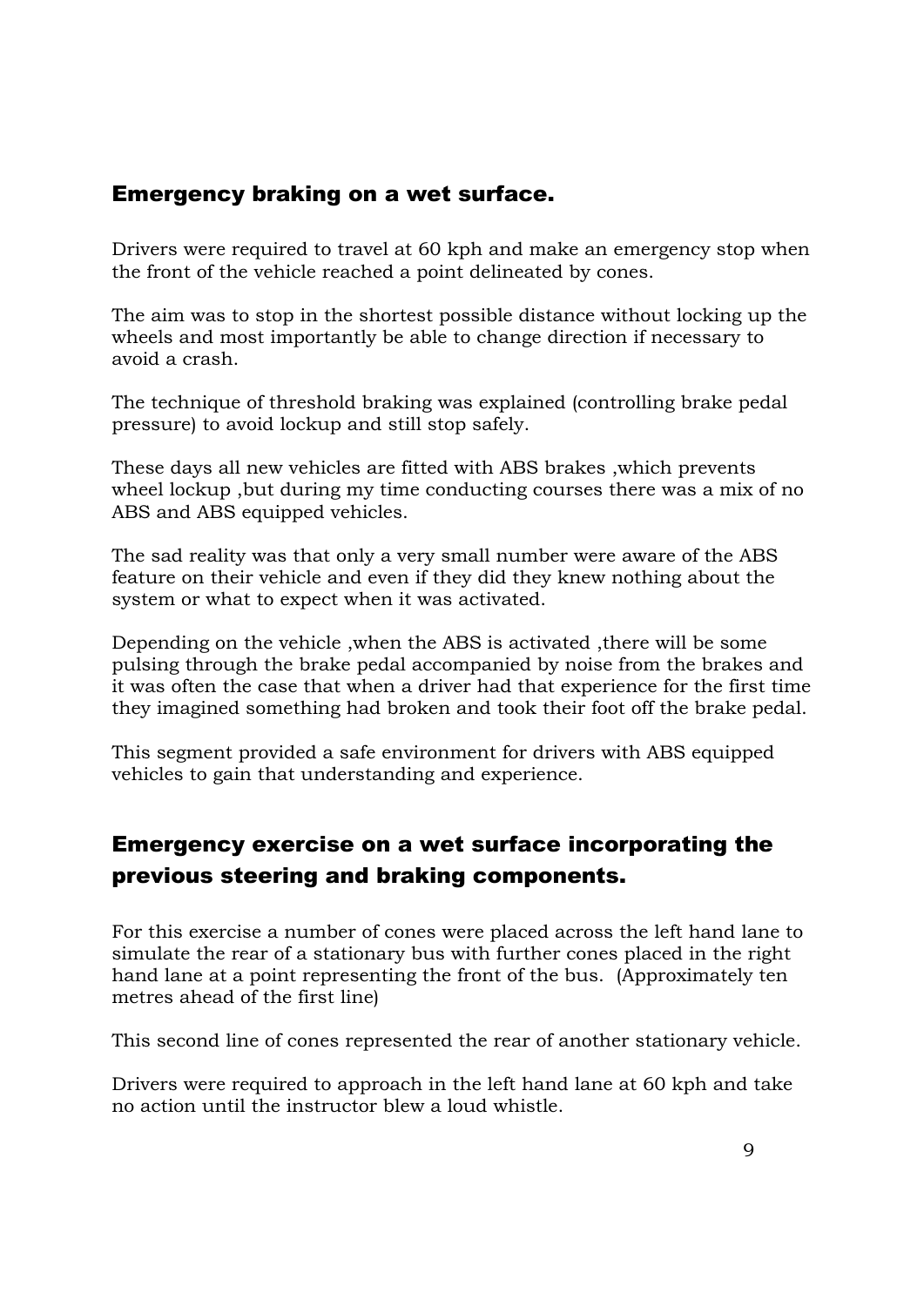## Emergency braking on a wet surface.

Drivers were required to travel at 60 kph and make an emergency stop when the front of the vehicle reached a point delineated by cones.

The aim was to stop in the shortest possible distance without locking up the wheels and most importantly be able to change direction if necessary to avoid a crash.

The technique of threshold braking was explained (controlling brake pedal pressure) to avoid lockup and still stop safely.

These days all new vehicles are fitted with ABS brakes ,which prevents wheel lockup ,but during my time conducting courses there was a mix of no ABS and ABS equipped vehicles.

The sad reality was that only a very small number were aware of the ABS feature on their vehicle and even if they did they knew nothing about the system or what to expect when it was activated.

Depending on the vehicle ,when the ABS is activated ,there will be some pulsing through the brake pedal accompanied by noise from the brakes and it was often the case that when a driver had that experience for the first time they imagined something had broken and took their foot off the brake pedal.

This segment provided a safe environment for drivers with ABS equipped vehicles to gain that understanding and experience.

## Emergency exercise on a wet surface incorporating the previous steering and braking components.

For this exercise a number of cones were placed across the left hand lane to simulate the rear of a stationary bus with further cones placed in the right hand lane at a point representing the front of the bus. (Approximately ten metres ahead of the first line)

This second line of cones represented the rear of another stationary vehicle.

Drivers were required to approach in the left hand lane at 60 kph and take no action until the instructor blew a loud whistle.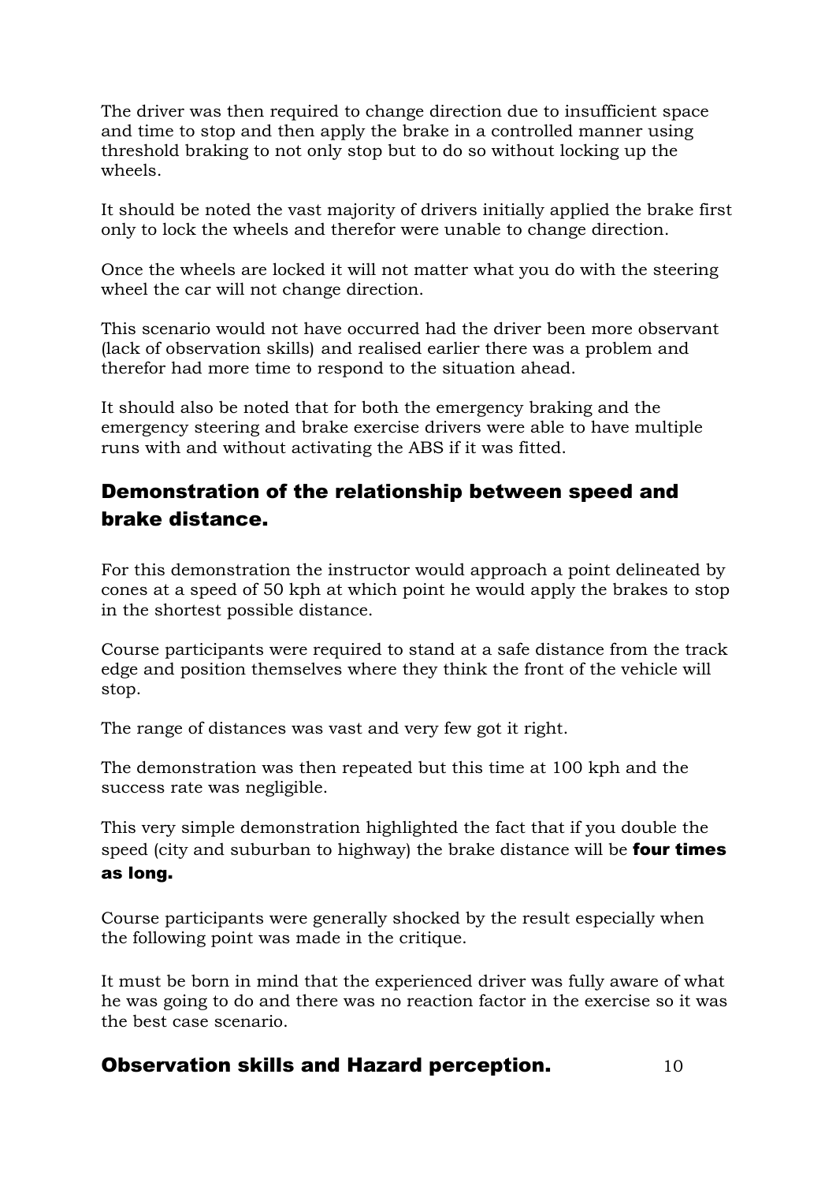The driver was then required to change direction due to insufficient space and time to stop and then apply the brake in a controlled manner using threshold braking to not only stop but to do so without locking up the wheels.

It should be noted the vast majority of drivers initially applied the brake first only to lock the wheels and therefor were unable to change direction.

Once the wheels are locked it will not matter what you do with the steering wheel the car will not change direction.

This scenario would not have occurred had the driver been more observant (lack of observation skills) and realised earlier there was a problem and therefor had more time to respond to the situation ahead.

It should also be noted that for both the emergency braking and the emergency steering and brake exercise drivers were able to have multiple runs with and without activating the ABS if it was fitted.

## Demonstration of the relationship between speed and brake distance.

For this demonstration the instructor would approach a point delineated by cones at a speed of 50 kph at which point he would apply the brakes to stop in the shortest possible distance.

Course participants were required to stand at a safe distance from the track edge and position themselves where they think the front of the vehicle will stop.

The range of distances was vast and very few got it right.

The demonstration was then repeated but this time at 100 kph and the success rate was negligible.

This very simple demonstration highlighted the fact that if you double the speed (city and suburban to highway) the brake distance will be **four times as long.**

Course participants were generally shocked by the result especially when the following point was made in the critique.

It must be born in mind that the experienced driver was fully aware of what he was going to do and there was no reaction factor in the exercise so it was the best case scenario.

## Observation skills and Hazard perception.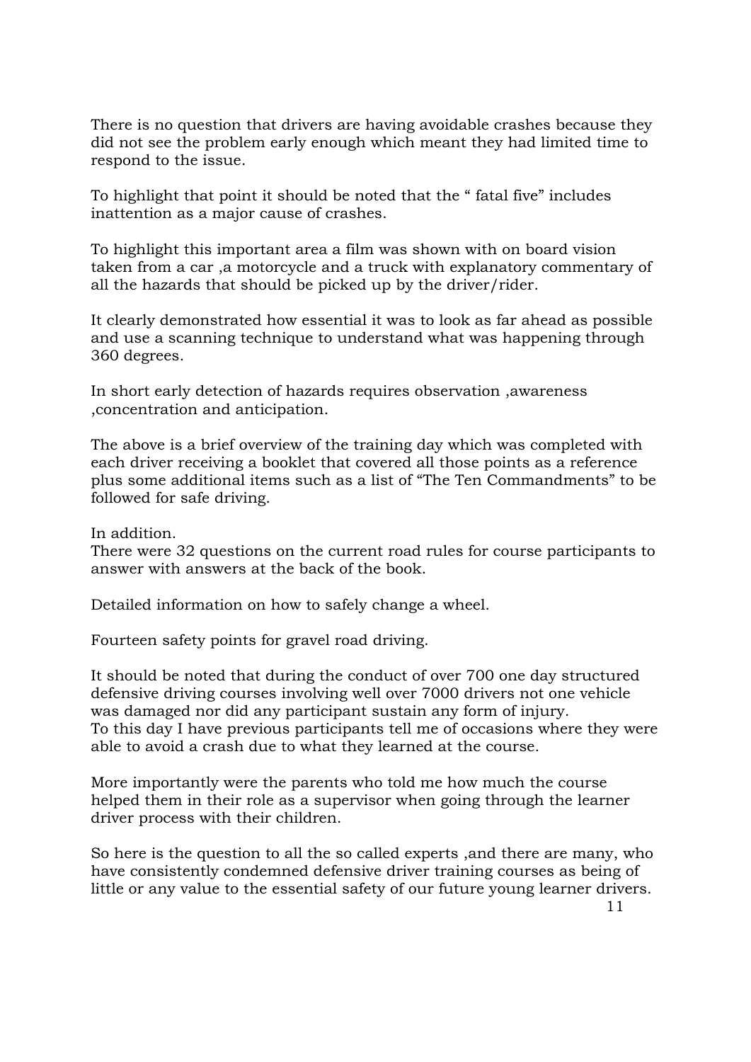There is no question that drivers are having avoidable crashes because they did not see the problem early enough which meant they had limited time to respond to the issue.

To highlight that point it should be noted that the “ fatal five” includes inattention as a major cause of crashes.

To highlight this important area a film was shown with on board vision taken from a car ,a motorcycle and a truck with explanatory commentary of all the hazards that should be picked up by the driver/rider.

It clearly demonstrated how essential it was to look as far ahead as possible and use a scanning technique to understand what was happening through 360 degrees.

In short early detection of hazards requires observation ,awareness ,concentration and anticipation.

The above is a brief overview of the training day which was completed with each driver receiving a booklet that covered all those points as a reference plus some additional items such as a list of “The Ten Commandments” to be followed for safe driving.

In addition.
There were 32 questions on the current road rules for course participants to answer with answers at the back of the book.

Detailed information on how to safely change a wheel.

Fourteen safety points for gravel road driving.

It should be noted that during the conduct of over 700 one day structured defensive driving courses involving well over 7000 drivers not one vehicle was damaged nor did any participant sustain any form of injury.
To this day I have previous participants tell me of occasions where they were able to avoid a crash due to what they learned at the course.

More importantly were the parents who told me how much the course helped them in their role as a supervisor when going through the learner driver process with their children.

So here is the question to all the so called experts ,and there are many, who have consistently condemned defensive driver training courses as being of little or any value to the essential safety of our future young learner drivers.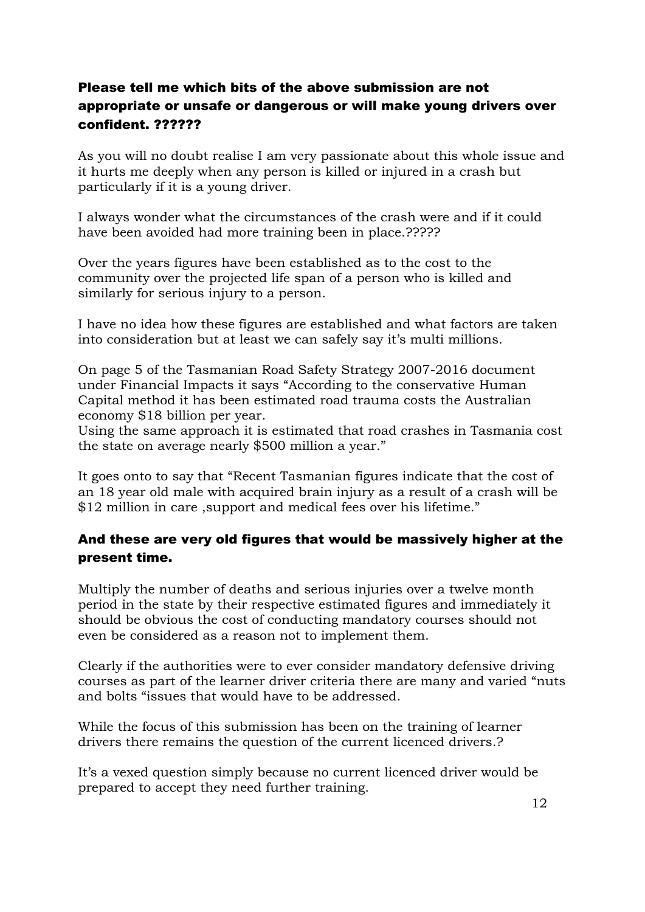**Please tell me which bits of the above submission are not appropriate or unsafe or dangerous or will make young drivers over confident. ??????**

As you will no doubt realise I am very passionate about this whole issue and it hurts me deeply when any person is killed or injured in a crash but particularly if it is a young driver.

I always wonder what the circumstances of the crash were and if it could have been avoided had more training been in place.?????

Over the years figures have been established as to the cost to the community over the projected life span of a person who is killed and similarly for serious injury to a person.

I have no idea how these figures are established and what factors are taken into consideration but at least we can safely say it's multi millions.

On page 5 of the Tasmanian Road Safety Strategy 2007-2016 document under Financial Impacts it says "According to the conservative Human Capital method it has been estimated road trauma costs the Australian economy $18 billion per year.
Using the same approach it is estimated that road crashes in Tasmania cost the state on average nearly $500 million a year."

It goes onto to say that "Recent Tasmanian figures indicate that the cost of an 18 year old male with acquired brain injury as a result of a crash will be $12 million in care ,support and medical fees over his lifetime."

**And these are very old figures that would be massively higher at the present time.**

Multiply the number of deaths and serious injuries over a twelve month period in the state by their respective estimated figures and immediately it should be obvious the cost of conducting mandatory courses should not even be considered as a reason not to implement them.

Clearly if the authorities were to ever consider mandatory defensive driving courses as part of the learner driver criteria there are many and varied "nuts and bolts "issues that would have to be addressed.

While the focus of this submission has been on the training of learner drivers there remains the question of the current licenced drivers.?

It's a vexed question simply because no current licenced driver would be prepared to accept they need further training.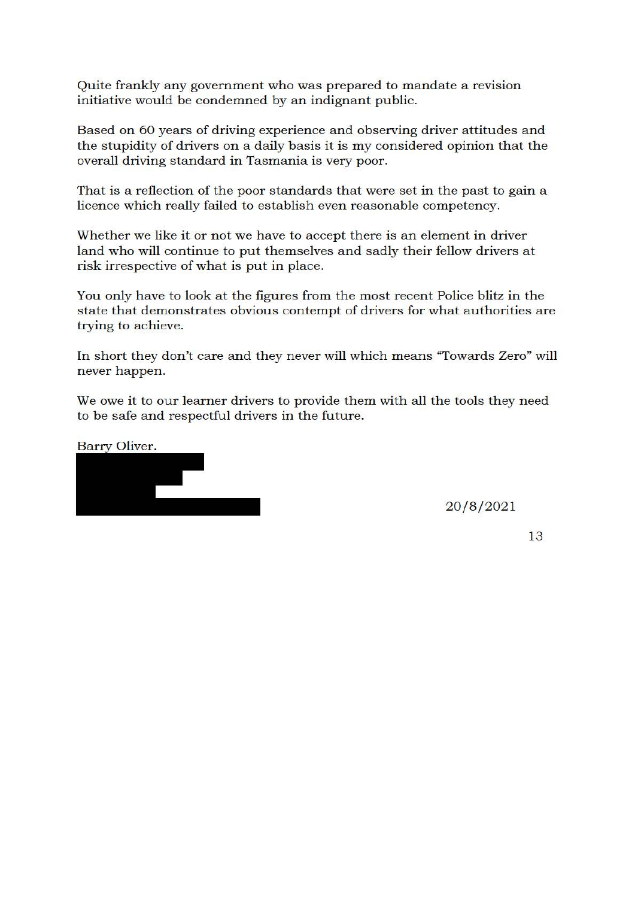Quite frankly any government who was prepared to mandate a revision initiative would be condemned by an indignant public.

Based on 60 years of driving experience and observing driver attitudes and the stupidity of drivers on a daily basis it is my considered opinion that the overall driving standard in Tasmania is very poor.

That is a reflection of the poor standards that were set in the past to gain a licence which really failed to establish even reasonable competency.

Whether we like it or not we have to accept there is an element in driver land who will continue to put themselves and sadly their fellow drivers at risk irrespective of what is put in place.

You only have to look at the figures from the most recent Police blitz in the state that demonstrates obvious contempt of drivers for what authorities are trying to achieve.

In short they don't care and they never will which means "Towards Zero" will never happen.

We owe it to our learner drivers to provide them with all the tools they need to be safe and respectful drivers in the future.

Barry Oliver.

20/8/2021